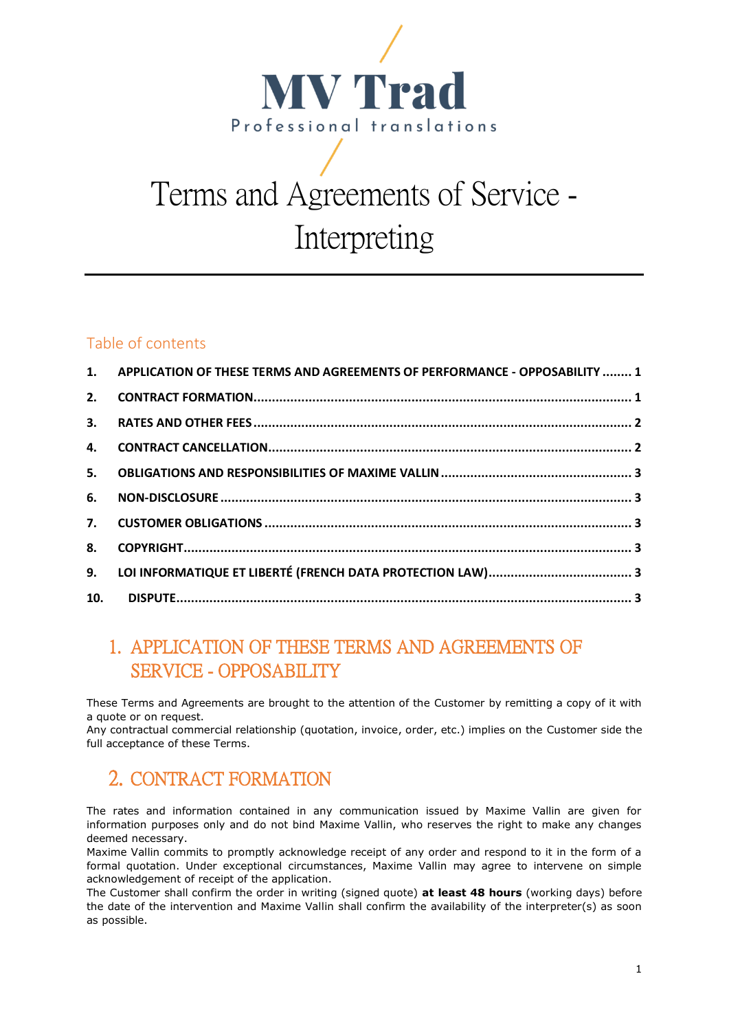# MV Trad

Professional translations

# Terms and Agreements of Service - Interpreting

## Table of contents

1. APPLICATION OF THESE TERMS AND AGREEMENTS OF PERFORMANCE - OPPOSABILITY ........ 1
2. CONTRACT FORMATION........................................................................................................ 1
3. RATES AND OTHER FEES ....................................................................................................... 2
4. CONTRACT CANCELLATION.................................................................................................... 2
5. OBLIGATIONS AND RESPONSIBILITIES OF MAXIME VALLIN ................................................... 3
6. NON-DISCLOSURE .................................................................................................................. 3
7. CUSTOMER OBLIGATIONS ..................................................................................................... 3
8. COPYRIGHT.............................................................................................................................. 3
9. LOI INFORMATIQUE ET LIBERTÉ (FRENCH DATA PROTECTION LAW)....................................... 3
10. DISPUTE................................................................................................................................. 3

## 1. APPLICATION OF THESE TERMS AND AGREEMENTS OF SERVICE - OPPOSABILITY

These Terms and Agreements are brought to the attention of the Customer by remitting a copy of it with a quote or on request.
Any contractual commercial relationship (quotation, invoice, order, etc.) implies on the Customer side the full acceptance of these Terms.

## 2. CONTRACT FORMATION

The rates and information contained in any communication issued by Maxime Vallin are given for information purposes only and do not bind Maxime Vallin, who reserves the right to make any changes deemed necessary.
Maxime Vallin commits to promptly acknowledge receipt of any order and respond to it in the form of a formal quotation. Under exceptional circumstances, Maxime Vallin may agree to intervene on simple acknowledgement of receipt of the application.
The Customer shall confirm the order in writing (signed quote) **at least 48 hours** (working days) before the date of the intervention and Maxime Vallin shall confirm the availability of the interpreter(s) as soon as possible.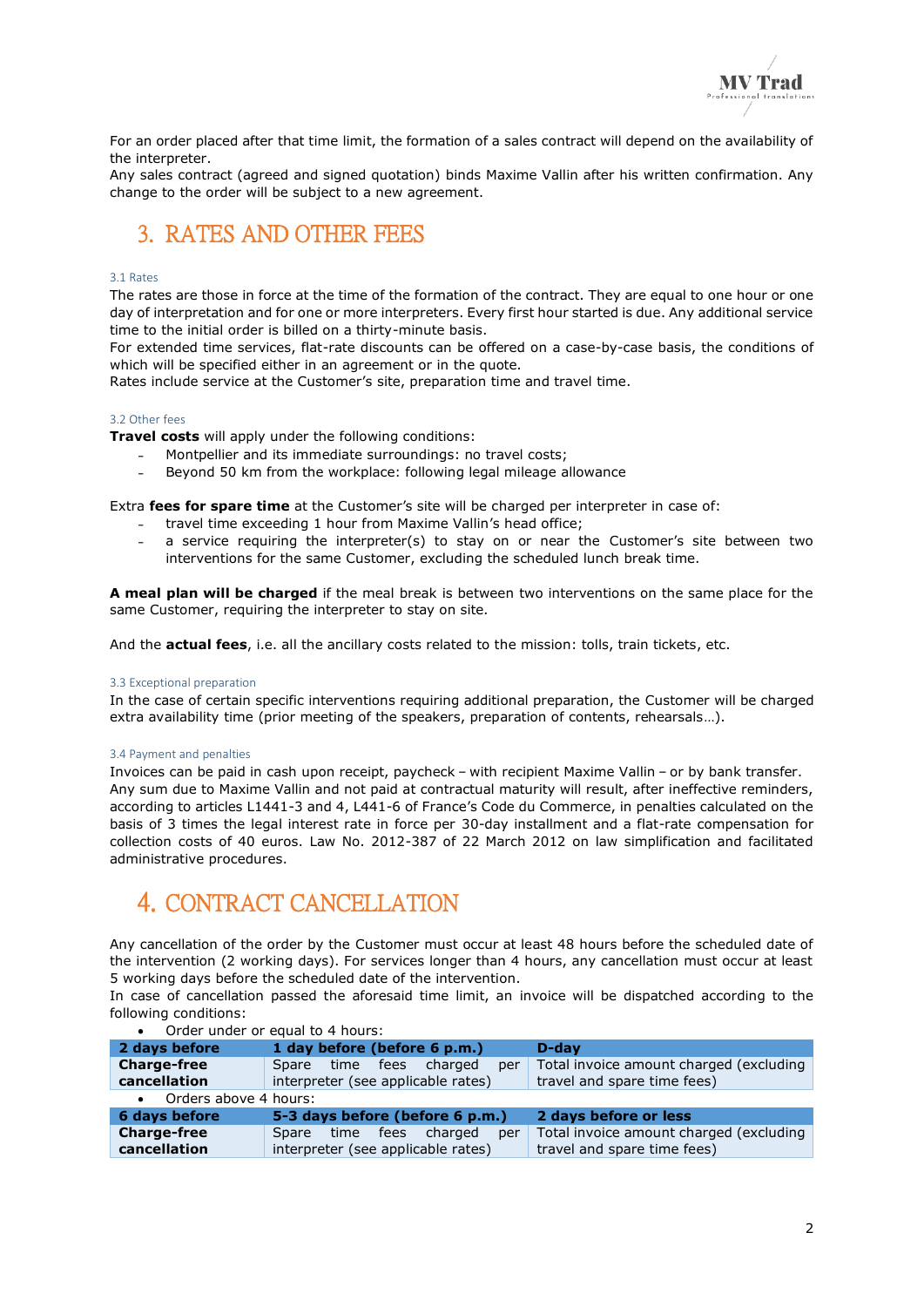For an order placed after that time limit, the formation of a sales contract will depend on the availability of the interpreter.
Any sales contract (agreed and signed quotation) binds Maxime Vallin after his written confirmation. Any change to the order will be subject to a new agreement.

# 3. RATES AND OTHER FEES

### 3.1 Rates

The rates are those in force at the time of the formation of the contract. They are equal to one hour or one day of interpretation and for one or more interpreters. Every first hour started is due. Any additional service time to the initial order is billed on a thirty-minute basis.
For extended time services, flat-rate discounts can be offered on a case-by-case basis, the conditions of which will be specified either in an agreement or in the quote.
Rates include service at the Customer's site, preparation time and travel time.

### 3.2 Other fees

**Travel costs** will apply under the following conditions:

- Montpellier and its immediate surroundings: no travel costs;
- Beyond 50 km from the workplace: following legal mileage allowance

Extra **fees for spare time** at the Customer's site will be charged per interpreter in case of:

- travel time exceeding 1 hour from Maxime Vallin's head office;
- a service requiring the interpreter(s) to stay on or near the Customer's site between two interventions for the same Customer, excluding the scheduled lunch break time.

**A meal plan will be charged** if the meal break is between two interventions on the same place for the same Customer, requiring the interpreter to stay on site.

And the **actual fees**, i.e. all the ancillary costs related to the mission: tolls, train tickets, etc.

### 3.3 Exceptional preparation

In the case of certain specific interventions requiring additional preparation, the Customer will be charged extra availability time (prior meeting of the speakers, preparation of contents, rehearsals…).

### 3.4 Payment and penalties

Invoices can be paid in cash upon receipt, paycheck – with recipient Maxime Vallin – or by bank transfer.
Any sum due to Maxime Vallin and not paid at contractual maturity will result, after ineffective reminders, according to articles L1441-3 and 4, L441-6 of France's Code du Commerce, in penalties calculated on the basis of 3 times the legal interest rate in force per 30-day installment and a flat-rate compensation for collection costs of 40 euros. Law No. 2012-387 of 22 March 2012 on law simplification and facilitated administrative procedures.

# 4. CONTRACT CANCELLATION

Any cancellation of the order by the Customer must occur at least 48 hours before the scheduled date of the intervention (2 working days). For services longer than 4 hours, any cancellation must occur at least 5 working days before the scheduled date of the intervention.
In case of cancellation passed the aforesaid time limit, an invoice will be dispatched according to the following conditions:

- Order under or equal to 4 hours:

| 2 days before | 1 day before (before 6 p.m.) | D-day |
|---|---|---|
| **Charge-free cancellation** | Spare time fees charged per interpreter (see applicable rates) | Total invoice amount charged (excluding travel and spare time fees) |

- Orders above 4 hours:

| 6 days before | 5-3 days before (before 6 p.m.) | 2 days before or less |
|---|---|---|
| **Charge-free cancellation** | Spare time fees charged per interpreter (see applicable rates) | Total invoice amount charged (excluding travel and spare time fees) |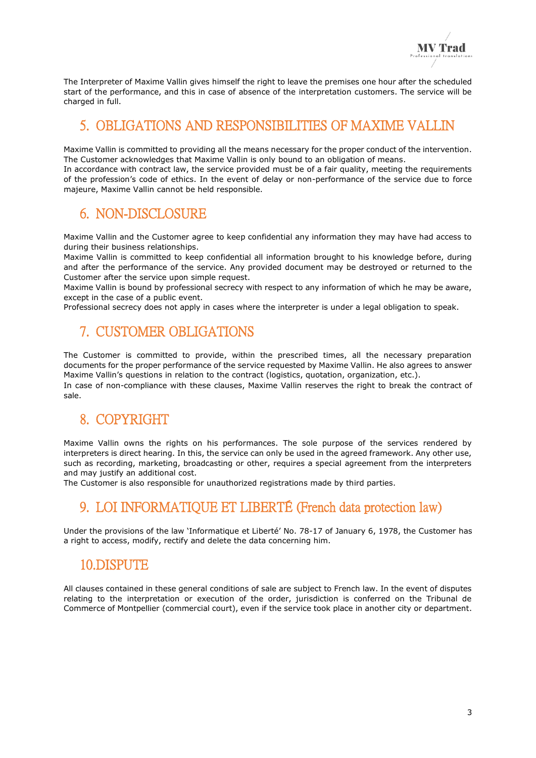The Interpreter of Maxime Vallin gives himself the right to leave the premises one hour after the scheduled start of the performance, and this in case of absence of the interpretation customers. The service will be charged in full.

## 5. OBLIGATIONS AND RESPONSIBILITIES OF MAXIME VALLIN

Maxime Vallin is committed to providing all the means necessary for the proper conduct of the intervention. The Customer acknowledges that Maxime Vallin is only bound to an obligation of means.
In accordance with contract law, the service provided must be of a fair quality, meeting the requirements of the profession's code of ethics. In the event of delay or non-performance of the service due to force majeure, Maxime Vallin cannot be held responsible.

## 6. NON-DISCLOSURE

Maxime Vallin and the Customer agree to keep confidential any information they may have had access to during their business relationships.
Maxime Vallin is committed to keep confidential all information brought to his knowledge before, during and after the performance of the service. Any provided document may be destroyed or returned to the Customer after the service upon simple request.
Maxime Vallin is bound by professional secrecy with respect to any information of which he may be aware, except in the case of a public event.
Professional secrecy does not apply in cases where the interpreter is under a legal obligation to speak.

## 7. CUSTOMER OBLIGATIONS

The Customer is committed to provide, within the prescribed times, all the necessary preparation documents for the proper performance of the service requested by Maxime Vallin. He also agrees to answer Maxime Vallin's questions in relation to the contract (logistics, quotation, organization, etc.).
In case of non-compliance with these clauses, Maxime Vallin reserves the right to break the contract of sale.

## 8. COPYRIGHT

Maxime Vallin owns the rights on his performances. The sole purpose of the services rendered by interpreters is direct hearing. In this, the service can only be used in the agreed framework. Any other use, such as recording, marketing, broadcasting or other, requires a special agreement from the interpreters and may justify an additional cost.
The Customer is also responsible for unauthorized registrations made by third parties.

## 9. LOI INFORMATIQUE ET LIBERTÉ (French data protection law)

Under the provisions of the law 'Informatique et Liberté' No. 78-17 of January 6, 1978, the Customer has a right to access, modify, rectify and delete the data concerning him.

## 10. DISPUTE

All clauses contained in these general conditions of sale are subject to French law. In the event of disputes relating to the interpretation or execution of the order, jurisdiction is conferred on the Tribunal de Commerce of Montpellier (commercial court), even if the service took place in another city or department.